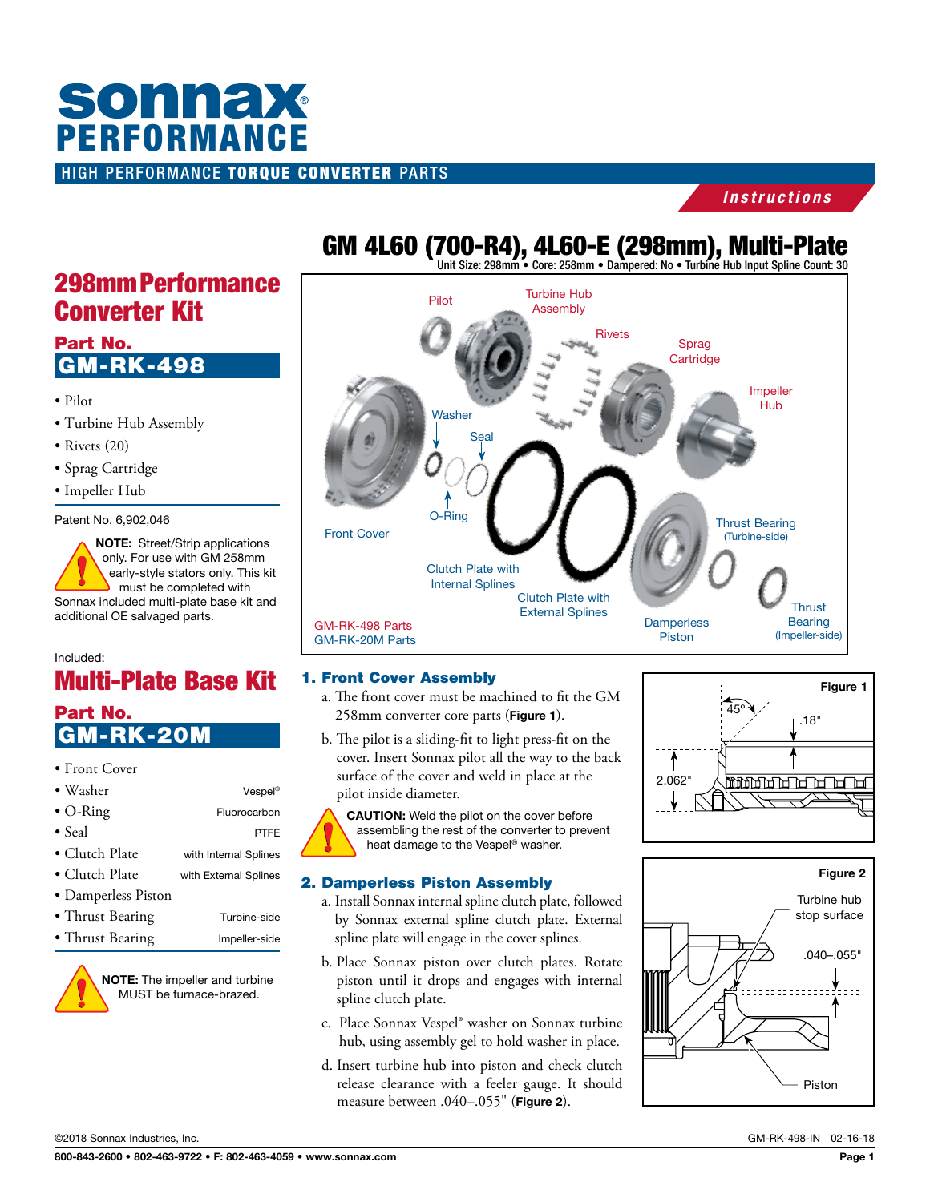# sonnax PERFORMANCE

HIGH PERFORMANCE **TORQUE CONVERTER** PARTS

***Instructions***

# GM 4L60 (700-R4), 4L60-E (298mm), Multi-Plate

Unit Size: 298mm • Core: 258mm • Dampered: No • Turbine Hub Input Spline Count: 30

## 298mm Performance Converter Kit

### Part No. GM-RK-498

- Pilot
- Turbine Hub Assembly
- Rivets (20)
- Sprag Cartridge
- Impeller Hub

Patent No. 6,902,046

**NOTE:** Street/Strip applications only. For use with GM 258mm early-style stators only. This kit must be completed with Sonnax included multi-plate base kit and additional OE salvaged parts.

Included:

## Multi-Plate Base Kit

### Part No. GM-RK-20M

- Front Cover
- Washer — Vespel®
- O-Ring — Fluorocarbon
- Seal — PTFE
- Clutch Plate — with Internal Splines
- Clutch Plate — with External Splines
- Damperless Piston
- Thrust Bearing — Turbine-side
- Thrust Bearing — Impeller-side

**NOTE:** The impeller and turbine MUST be furnace-brazed.

Pilot, Turbine Hub Assembly, Rivets, Sprag Cartridge, Impeller Hub, Washer, Seal, O-Ring, Front Cover, Clutch Plate with Internal Splines, Clutch Plate with External Splines, Damperless Piston, Thrust Bearing (Turbine-side), Thrust Bearing (Impeller-side)

GM-RK-498 Parts
GM-RK-20M Parts

## 1. Front Cover Assembly

a. The front cover must be machined to fit the GM 258mm converter core parts (**Figure 1**).

b. The pilot is a sliding-fit to light press-fit on the cover. Insert Sonnax pilot all the way to the back surface of the cover and weld in place at the pilot inside diameter.

**CAUTION:** Weld the pilot on the cover before assembling the rest of the converter to prevent heat damage to the Vespel® washer.

**Figure 1**

45°, .18", 2.062"

## 2. Damperless Piston Assembly

a. Install Sonnax internal spline clutch plate, followed by Sonnax external spline clutch plate. External spline plate will engage in the cover splines.

b. Place Sonnax piston over clutch plates. Rotate piston until it drops and engages with internal spline clutch plate.

c. Place Sonnax Vespel® washer on Sonnax turbine hub, using assembly gel to hold washer in place.

d. Insert turbine hub into piston and check clutch release clearance with a feeler gauge. It should measure between .040–.055" (**Figure 2**).

**Figure 2**

Turbine hub stop surface, .040–.055", Piston

©2018 Sonnax Industries, Inc. GM-RK-498-IN 02-16-18

800-843-2600 • 802-463-9722 • F: 802-463-4059 • www.sonnax.com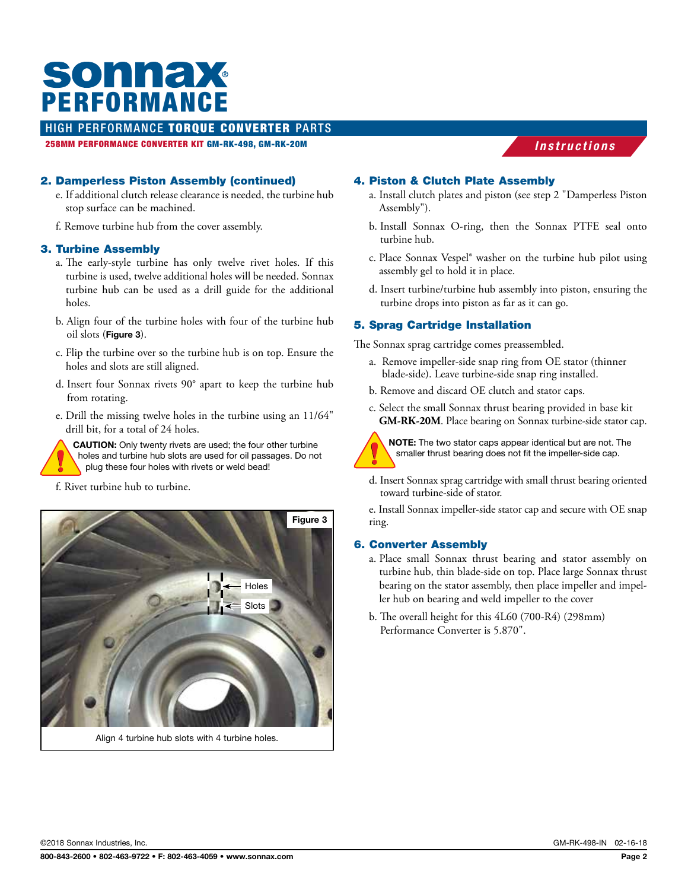# sonnax PERFORMANCE

HIGH PERFORMANCE **TORQUE CONVERTER** PARTS

**258MM PERFORMANCE CONVERTER KIT GM-RK-498, GM-RK-20M**

*Instructions*

## 2. Damperless Piston Assembly (continued)

e. If additional clutch release clearance is needed, the turbine hub stop surface can be machined.

f. Remove turbine hub from the cover assembly.

## 3. Turbine Assembly

a. The early-style turbine has only twelve rivet holes. If this turbine is used, twelve additional holes will be needed. Sonnax turbine hub can be used as a drill guide for the additional holes.

b. Align four of the turbine holes with four of the turbine hub oil slots (**Figure 3**).

c. Flip the turbine over so the turbine hub is on top. Ensure the holes and slots are still aligned.

d. Insert four Sonnax rivets 90° apart to keep the turbine hub from rotating.

e. Drill the missing twelve holes in the turbine using an 11/64" drill bit, for a total of 24 holes.

**CAUTION:** Only twenty rivets are used; the four other turbine holes and turbine hub slots are used for oil passages. Do not plug these four holes with rivets or weld bead!

f. Rivet turbine hub to turbine.

**Figure 3**

Holes

Slots

Align 4 turbine hub slots with 4 turbine holes.

## 4. Piston & Clutch Plate Assembly

a. Install clutch plates and piston (see step 2 "Damperless Piston Assembly").

b. Install Sonnax O-ring, then the Sonnax PTFE seal onto turbine hub.

c. Place Sonnax Vespel® washer on the turbine hub pilot using assembly gel to hold it in place.

d. Insert turbine/turbine hub assembly into piston, ensuring the turbine drops into piston as far as it can go.

## 5. Sprag Cartridge Installation

The Sonnax sprag cartridge comes preassembled.

a. Remove impeller-side snap ring from OE stator (thinner blade-side). Leave turbine-side snap ring installed.

b. Remove and discard OE clutch and stator caps.

c. Select the small Sonnax thrust bearing provided in base kit **GM-RK-20M**. Place bearing on Sonnax turbine-side stator cap.

**NOTE:** The two stator caps appear identical but are not. The smaller thrust bearing does not fit the impeller-side cap.

d. Insert Sonnax sprag cartridge with small thrust bearing oriented toward turbine-side of stator.

e. Install Sonnax impeller-side stator cap and secure with OE snap ring.

## 6. Converter Assembly

a. Place small Sonnax thrust bearing and stator assembly on turbine hub, thin blade-side on top. Place large Sonnax thrust bearing on the stator assembly, then place impeller and impeller hub on bearing and weld impeller to the cover

b. The overall height for this 4L60 (700-R4) (298mm) Performance Converter is 5.870".

©2018 Sonnax Industries, Inc. GM-RK-498-IN 02-16-18

800-843-2600 • 802-463-9722 • F: 802-463-4059 • www.sonnax.com